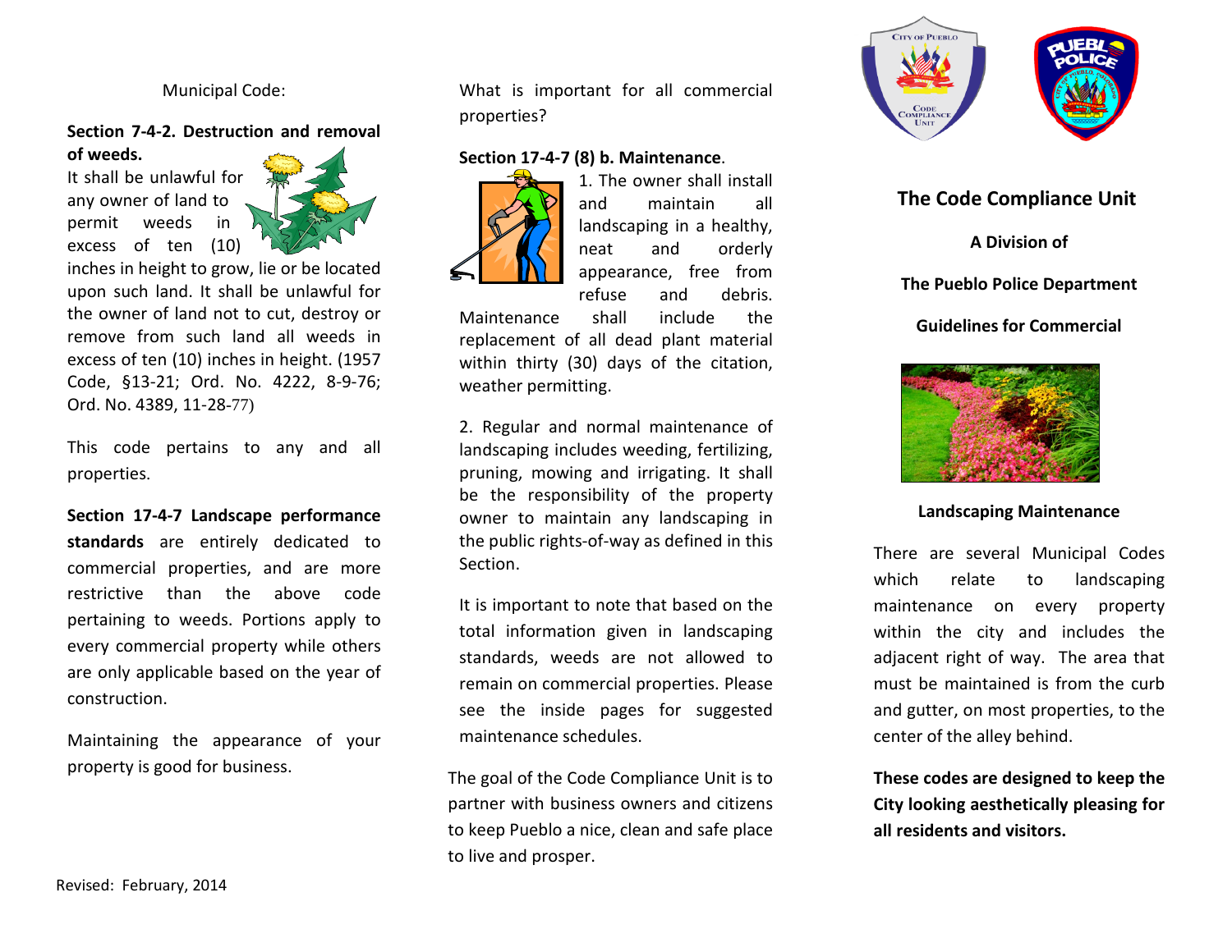Municipal Code:

**Section 7-4-2. Destruction and removal of weeds.**

It shall be unlawful for any owner of land to permit weeds in excess of ten (10) inches in height to grow, lie or be located upon such land. It shall be unlawful for the owner of land not to cut, destroy or remove from such land all weeds in excess of ten (10) inches in height. (1957 Code, §13-21; Ord. No. 4222, 8-9-76; Ord. No. 4389, 11-28-77)

This code pertains to any and all properties.

**Section 17-4-7 Landscape performance standards** are entirely dedicated to commercial properties, and are more restrictive than the above code pertaining to weeds. Portions apply to every commercial property while others are only applicable based on the year of construction.

Maintaining the appearance of your property is good for business.

Revised: February, 2014

What is important for all commercial properties?

**Section 17-4-7 (8) b. Maintenance**.

1. The owner shall install and maintain all landscaping in a healthy, neat and orderly appearance, free from refuse and debris. Maintenance shall include the replacement of all dead plant material within thirty (30) days of the citation, weather permitting.

2. Regular and normal maintenance of landscaping includes weeding, fertilizing, pruning, mowing and irrigating. It shall be the responsibility of the property owner to maintain any landscaping in the public rights-of-way as defined in this Section.

It is important to note that based on the total information given in landscaping standards, weeds are not allowed to remain on commercial properties. Please see the inside pages for suggested maintenance schedules.

The goal of the Code Compliance Unit is to partner with business owners and citizens to keep Pueblo a nice, clean and safe place to live and prosper.

## The Code Compliance Unit

**A Division of**

**The Pueblo Police Department**

**Guidelines for Commercial**

**Landscaping Maintenance**

There are several Municipal Codes which relate to landscaping maintenance on every property within the city and includes the adjacent right of way. The area that must be maintained is from the curb and gutter, on most properties, to the center of the alley behind.

**These codes are designed to keep the City looking aesthetically pleasing for all residents and visitors.**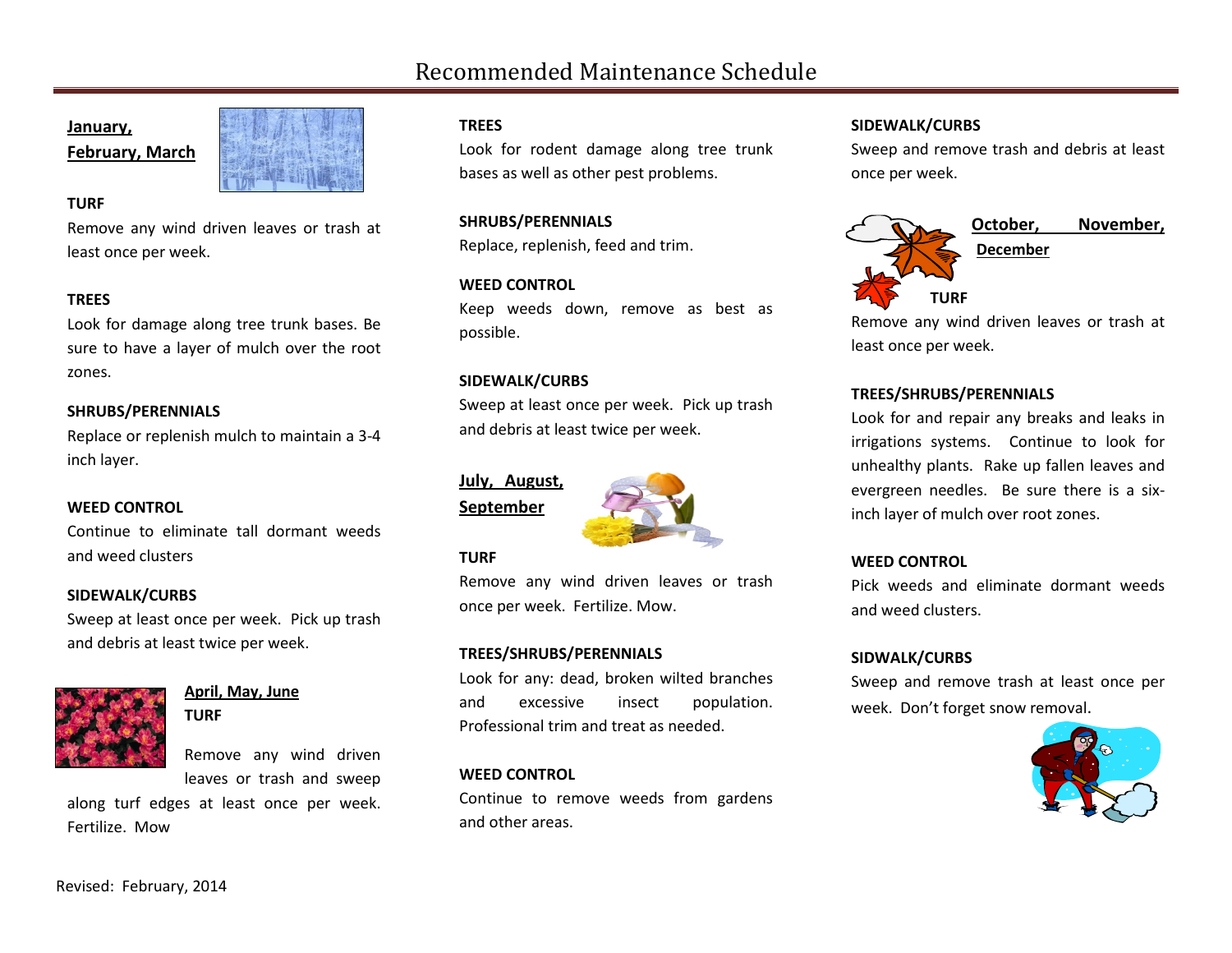# Recommended Maintenance Schedule

## January, February, March

**TURF**

Remove any wind driven leaves or trash at least once per week.

**TREES**

Look for damage along tree trunk bases. Be sure to have a layer of mulch over the root zones.

**SHRUBS/PERENNIALS**

Replace or replenish mulch to maintain a 3-4 inch layer.

**WEED CONTROL**

Continue to eliminate tall dormant weeds and weed clusters

**SIDEWALK/CURBS**

Sweep at least once per week. Pick up trash and debris at least twice per week.

## April, May, June

**TURF**

Remove any wind driven leaves or trash and sweep along turf edges at least once per week. Fertilize. Mow

**TREES**

Look for rodent damage along tree trunk bases as well as other pest problems.

**SHRUBS/PERENNIALS**

Replace, replenish, feed and trim.

**WEED CONTROL**

Keep weeds down, remove as best as possible.

**SIDEWALK/CURBS**

Sweep at least once per week. Pick up trash and debris at least twice per week.

## July, August, September

**TURF**

Remove any wind driven leaves or trash once per week. Fertilize. Mow.

**TREES/SHRUBS/PERENNIALS**

Look for any: dead, broken wilted branches and excessive insect population. Professional trim and treat as needed.

**WEED CONTROL**

Continue to remove weeds from gardens and other areas.

**SIDEWALK/CURBS**

Sweep and remove trash and debris at least once per week.

## October, November, December

**TURF**

Remove any wind driven leaves or trash at least once per week.

**TREES/SHRUBS/PERENNIALS**

Look for and repair any breaks and leaks in irrigations systems. Continue to look for unhealthy plants. Rake up fallen leaves and evergreen needles. Be sure there is a six-inch layer of mulch over root zones.

**WEED CONTROL**

Pick weeds and eliminate dormant weeds and weed clusters.

**SIDWALK/CURBS**

Sweep and remove trash at least once per week. Don't forget snow removal.

Revised: February, 2014